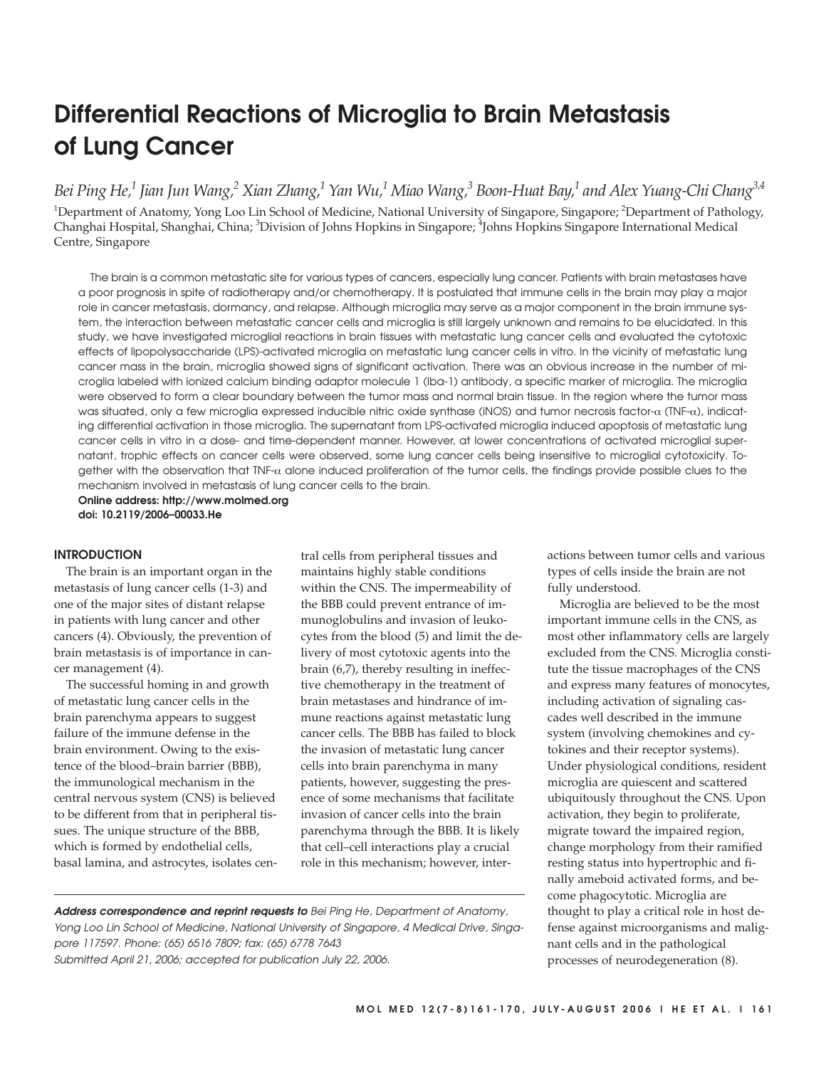# Differential Reactions of Microglia to Brain Metastasis of Lung Cancer

*Bei Ping He,[1] Jian Jun Wang,[2] Xian Zhang,[1] Yan Wu,[1] Miao Wang,[3] Boon-Huat Bay,[1] and Alex Yuang-Chi Chang[3,4]*

[1]Department of Anatomy, Yong Loo Lin School of Medicine, National University of Singapore, Singapore; [2]Department of Pathology, Changhai Hospital, Shanghai, China; [3]Division of Johns Hopkins in Singapore; [4]Johns Hopkins Singapore International Medical Centre, Singapore

The brain is a common metastatic site for various types of cancers, especially lung cancer. Patients with brain metastases have a poor prognosis in spite of radiotherapy and/or chemotherapy. It is postulated that immune cells in the brain may play a major role in cancer metastasis, dormancy, and relapse. Although microglia may serve as a major component in the brain immune system, the interaction between metastatic cancer cells and microglia is still largely unknown and remains to be elucidated. In this study, we have investigated microglial reactions in brain tissues with metastatic lung cancer cells and evaluated the cytotoxic effects of lipopolysaccharide (LPS)-activated microglia on metastatic lung cancer cells in vitro. In the vicinity of metastatic lung cancer mass in the brain, microglia showed signs of significant activation. There was an obvious increase in the number of microglia labeled with ionized calcium binding adaptor molecule 1 (Iba-1) antibody, a specific marker of microglia. The microglia were observed to form a clear boundary between the tumor mass and normal brain tissue. In the region where the tumor mass was situated, only a few microglia expressed inducible nitric oxide synthase (iNOS) and tumor necrosis factor-α (TNF-α), indicating differential activation in those microglia. The supernatant from LPS-activated microglia induced apoptosis of metastatic lung cancer cells in vitro in a dose- and time-dependent manner. However, at lower concentrations of activated microglial supernatant, trophic effects on cancer cells were observed, some lung cancer cells being insensitive to microglial cytotoxicity. Together with the observation that TNF-α alone induced proliferation of the tumor cells, the findings provide possible clues to the mechanism involved in metastasis of lung cancer cells to the brain.

**Online address: http://www.molmed.org**
**doi: 10.2119/2006–00033.He**

## INTRODUCTION

The brain is an important organ in the metastasis of lung cancer cells (1-3) and one of the major sites of distant relapse in patients with lung cancer and other cancers (4). Obviously, the prevention of brain metastasis is of importance in cancer management (4).

The successful homing in and growth of metastatic lung cancer cells in the brain parenchyma appears to suggest failure of the immune defense in the brain environment. Owing to the existence of the blood–brain barrier (BBB), the immunological mechanism in the central nervous system (CNS) is believed to be different from that in peripheral tissues. The unique structure of the BBB, which is formed by endothelial cells, basal lamina, and astrocytes, isolates central cells from peripheral tissues and maintains highly stable conditions within the CNS. The impermeability of the BBB could prevent entrance of immunoglobulins and invasion of leukocytes from the blood (5) and limit the delivery of most cytotoxic agents into the brain (6,7), thereby resulting in ineffective chemotherapy in the treatment of brain metastases and hindrance of immune reactions against metastatic lung cancer cells. The BBB has failed to block the invasion of metastatic lung cancer cells into brain parenchyma in many patients, however, suggesting the presence of some mechanisms that facilitate invasion of cancer cells into the brain parenchyma through the BBB. It is likely that cell–cell interactions play a crucial role in this mechanism; however, interactions between tumor cells and various types of cells inside the brain are not fully understood.

Microglia are believed to be the most important immune cells in the CNS, as most other inflammatory cells are largely excluded from the CNS. Microglia constitute the tissue macrophages of the CNS and express many features of monocytes, including activation of signaling cascades well described in the immune system (involving chemokines and cytokines and their receptor systems). Under physiological conditions, resident microglia are quiescent and scattered ubiquitously throughout the CNS. Upon activation, they begin to proliferate, migrate toward the impaired region, change morphology from their ramified resting status into hypertrophic and finally ameboid activated forms, and become phagocytotic. Microglia are thought to play a critical role in host defense against microorganisms and malignant cells and in the pathological processes of neurodegeneration (8).

***Address correspondence and reprint requests to** Bei Ping He, Department of Anatomy, Yong Loo Lin School of Medicine, National University of Singapore, 4 Medical Drive, Singapore 117597. Phone: (65) 6516 7809; fax: (65) 6778 7643*
*Submitted April 21, 2006; accepted for publication July 22, 2006.*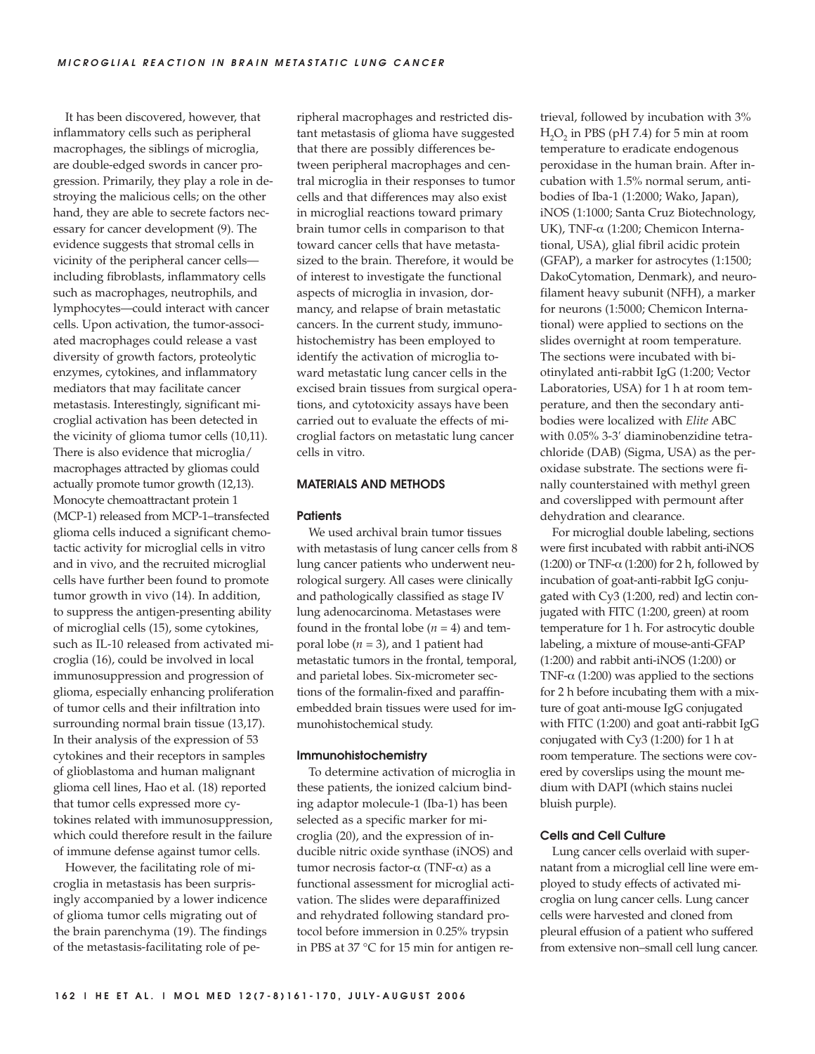It has been discovered, however, that inflammatory cells such as peripheral macrophages, the siblings of microglia, are double-edged swords in cancer progression. Primarily, they play a role in destroying the malicious cells; on the other hand, they are able to secrete factors necessary for cancer development (9). The evidence suggests that stromal cells in vicinity of the peripheral cancer cells—including fibroblasts, inflammatory cells such as macrophages, neutrophils, and lymphocytes—could interact with cancer cells. Upon activation, the tumor-associated macrophages could release a vast diversity of growth factors, proteolytic enzymes, cytokines, and inflammatory mediators that may facilitate cancer metastasis. Interestingly, significant microglial activation has been detected in the vicinity of glioma tumor cells (10,11). There is also evidence that microglia/macrophages attracted by gliomas could actually promote tumor growth (12,13). Monocyte chemoattractant protein 1 (MCP-1) released from MCP-1–transfected glioma cells induced a significant chemotactic activity for microglial cells in vitro and in vivo, and the recruited microglial cells have further been found to promote tumor growth in vivo (14). In addition, to suppress the antigen-presenting ability of microglial cells (15), some cytokines, such as IL-10 released from activated microglia (16), could be involved in local immunosuppression and progression of glioma, especially enhancing proliferation of tumor cells and their infiltration into surrounding normal brain tissue (13,17). In their analysis of the expression of 53 cytokines and their receptors in samples of glioblastoma and human malignant glioma cell lines, Hao et al. (18) reported that tumor cells expressed more cytokines related with immunosuppression, which could therefore result in the failure of immune defense against tumor cells.

However, the facilitating role of microglia in metastasis has been surprisingly accompanied by a lower indicence of glioma tumor cells migrating out of the brain parenchyma (19). The findings of the metastasis-facilitating role of peripheral macrophages and restricted distant metastasis of glioma have suggested that there are possibly differences between peripheral macrophages and central microglia in their responses to tumor cells and that differences may also exist in microglial reactions toward primary brain tumor cells in comparison to that toward cancer cells that have metastasized to the brain. Therefore, it would be of interest to investigate the functional aspects of microglia in invasion, dormancy, and relapse of brain metastatic cancers. In the current study, immunohistochemistry has been employed to identify the activation of microglia toward metastatic lung cancer cells in the excised brain tissues from surgical operations, and cytotoxicity assays have been carried out to evaluate the effects of microglial factors on metastatic lung cancer cells in vitro.

## MATERIALS AND METHODS

### Patients

We used archival brain tumor tissues with metastasis of lung cancer cells from 8 lung cancer patients who underwent neurological surgery. All cases were clinically and pathologically classified as stage IV lung adenocarcinoma. Metastases were found in the frontal lobe ($n = 4$) and temporal lobe ($n = 3$), and 1 patient had metastatic tumors in the frontal, temporal, and parietal lobes. Six-micrometer sections of the formalin-fixed and paraffin-embedded brain tissues were used for immunohistochemical study.

### Immunohistochemistry

To determine activation of microglia in these patients, the ionized calcium binding adaptor molecule-1 (Iba-1) has been selected as a specific marker for microglia (20), and the expression of inducible nitric oxide synthase (iNOS) and tumor necrosis factor-α (TNF-α) as a functional assessment for microglial activation. The slides were deparaffinized and rehydrated following standard protocol before immersion in 0.25% trypsin in PBS at 37 °C for 15 min for antigen retrieval, followed by incubation with 3% $H_2O_2$ in PBS (pH 7.4) for 5 min at room temperature to eradicate endogenous peroxidase in the human brain. After incubation with 1.5% normal serum, antibodies of Iba-1 (1:2000; Wako, Japan), iNOS (1:1000; Santa Cruz Biotechnology, UK), TNF-α (1:200; Chemicon International, USA), glial fibril acidic protein (GFAP), a marker for astrocytes (1:1500; DakoCytomation, Denmark), and neurofilament heavy subunit (NFH), a marker for neurons (1:5000; Chemicon International) were applied to sections on the slides overnight at room temperature. The sections were incubated with biotinylated anti-rabbit IgG (1:200; Vector Laboratories, USA) for 1 h at room temperature, and then the secondary antibodies were localized with *Elite* ABC with 0.05% 3-3′ diaminobenzidine tetrachloride (DAB) (Sigma, USA) as the peroxidase substrate. The sections were finally counterstained with methyl green and coverslipped with permount after dehydration and clearance.

For microglial double labeling, sections were first incubated with rabbit anti-iNOS (1:200) or TNF-α (1:200) for 2 h, followed by incubation of goat-anti-rabbit IgG conjugated with Cy3 (1:200, red) and lectin conjugated with FITC (1:200, green) at room temperature for 1 h. For astrocytic double labeling, a mixture of mouse-anti-GFAP (1:200) and rabbit anti-iNOS (1:200) or TNF-α (1:200) was applied to the sections for 2 h before incubating them with a mixture of goat anti-mouse IgG conjugated with FITC (1:200) and goat anti-rabbit IgG conjugated with Cy3 (1:200) for 1 h at room temperature. The sections were covered by coverslips using the mount medium with DAPI (which stains nuclei bluish purple).

### Cells and Cell Culture

Lung cancer cells overlaid with supernatant from a microglial cell line were employed to study effects of activated microglia on lung cancer cells. Lung cancer cells were harvested and cloned from pleural effusion of a patient who suffered from extensive non–small cell lung cancer.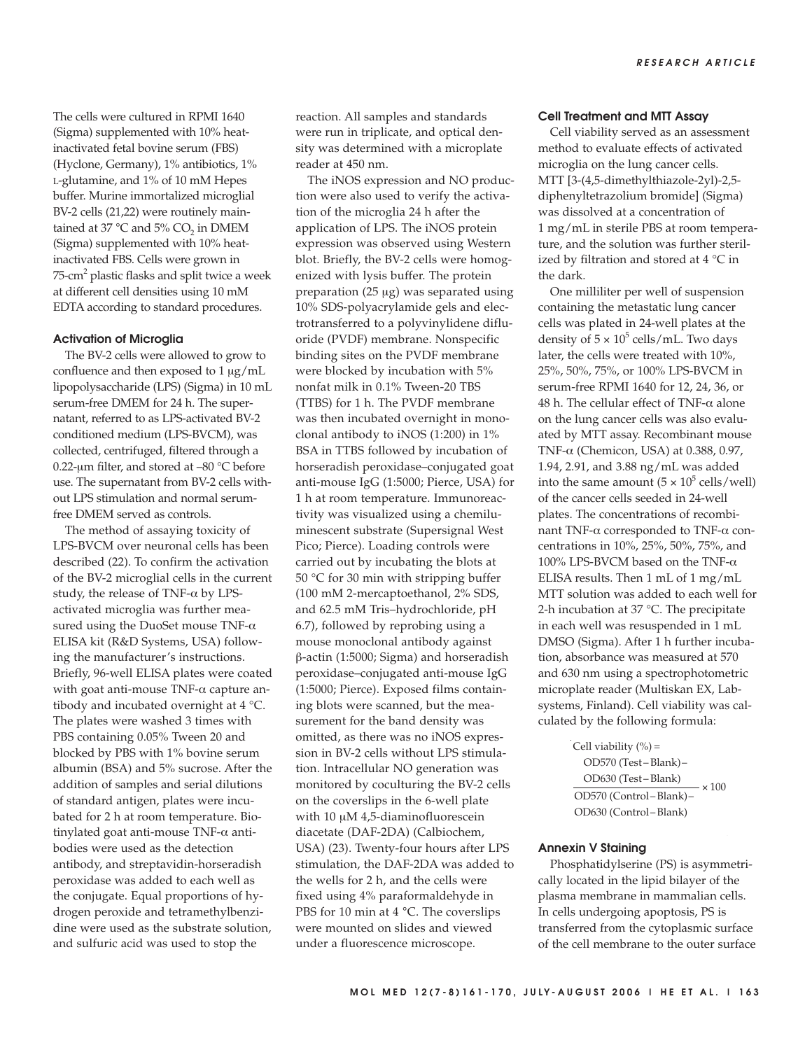The cells were cultured in RPMI 1640 (Sigma) supplemented with 10% heat-inactivated fetal bovine serum (FBS) (Hyclone, Germany), 1% antibiotics, 1% L-glutamine, and 1% of 10 mM Hepes buffer. Murine immortalized microglial BV-2 cells (21,22) were routinely maintained at 37 °C and 5% $CO_2$ in DMEM (Sigma) supplemented with 10% heat-inactivated FBS. Cells were grown in 75-cm$^2$ plastic flasks and split twice a week at different cell densities using 10 mM EDTA according to standard procedures.

### Activation of Microglia

The BV-2 cells were allowed to grow to confluence and then exposed to 1 μg/mL lipopolysaccharide (LPS) (Sigma) in 10 mL serum-free DMEM for 24 h. The supernatant, referred to as LPS-activated BV-2 conditioned medium (LPS-BVCM), was collected, centrifuged, filtered through a 0.22-μm filter, and stored at –80 °C before use. The supernatant from BV-2 cells without LPS stimulation and normal serum-free DMEM served as controls.

The method of assaying toxicity of LPS-BVCM over neuronal cells has been described (22). To confirm the activation of the BV-2 microglial cells in the current study, the release of TNF-α by LPS-activated microglia was further measured using the DuoSet mouse TNF-α ELISA kit (R&D Systems, USA) following the manufacturer's instructions. Briefly, 96-well ELISA plates were coated with goat anti-mouse TNF-α capture antibody and incubated overnight at 4 °C. The plates were washed 3 times with PBS containing 0.05% Tween 20 and blocked by PBS with 1% bovine serum albumin (BSA) and 5% sucrose. After the addition of samples and serial dilutions of standard antigen, plates were incubated for 2 h at room temperature. Biotinylated goat anti-mouse TNF-α antibodies were used as the detection antibody, and streptavidin-horseradish peroxidase was added to each well as the conjugate. Equal proportions of hydrogen peroxide and tetramethylbenzidine were used as the substrate solution, and sulfuric acid was used to stop the reaction. All samples and standards were run in triplicate, and optical density was determined with a microplate reader at 450 nm.

The iNOS expression and NO production were also used to verify the activation of the microglia 24 h after the application of LPS. The iNOS protein expression was observed using Western blot. Briefly, the BV-2 cells were homogenized with lysis buffer. The protein preparation (25 μg) was separated using 10% SDS-polyacrylamide gels and electrotransferred to a polyvinylidene difluoride (PVDF) membrane. Nonspecific binding sites on the PVDF membrane were blocked by incubation with 5% nonfat milk in 0.1% Tween-20 TBS (TTBS) for 1 h. The PVDF membrane was then incubated overnight in monoclonal antibody to iNOS (1:200) in 1% BSA in TTBS followed by incubation of horseradish peroxidase–conjugated goat anti-mouse IgG (1:5000; Pierce, USA) for 1 h at room temperature. Immunoreactivity was visualized using a chemiluminescent substrate (Supersignal West Pico; Pierce). Loading controls were carried out by incubating the blots at 50 °C for 30 min with stripping buffer (100 mM 2-mercaptoethanol, 2% SDS, and 62.5 mM Tris–hydrochloride, pH 6.7), followed by reprobing using a mouse monoclonal antibody against β-actin (1:5000; Sigma) and horseradish peroxidase–conjugated anti-mouse IgG (1:5000; Pierce). Exposed films containing blots were scanned, but the measurement for the band density was omitted, as there was no iNOS expression in BV-2 cells without LPS stimulation. Intracellular NO generation was monitored by coculturing the BV-2 cells on the coverslips in the 6-well plate with 10 μM 4,5-diaminofluorescein diacetate (DAF-2DA) (Calbiochem, USA) (23). Twenty-four hours after LPS stimulation, the DAF-2DA was added to the wells for 2 h, and the cells were fixed using 4% paraformaldehyde in PBS for 10 min at 4 °C. The coverslips were mounted on slides and viewed under a fluorescence microscope.

### Cell Treatment and MTT Assay

Cell viability served as an assessment method to evaluate effects of activated microglia on the lung cancer cells. MTT [3-(4,5-dimethylthiazole-2yl)-2,5-diphenyltetrazolium bromide] (Sigma) was dissolved at a concentration of 1 mg/mL in sterile PBS at room temperature, and the solution was further sterilized by filtration and stored at 4 °C in the dark.

One milliliter per well of suspension containing the metastatic lung cancer cells was plated in 24-well plates at the density of $5 \times 10^5$ cells/mL. Two days later, the cells were treated with 10%, 25%, 50%, 75%, or 100% LPS-BVCM in serum-free RPMI 1640 for 12, 24, 36, or 48 h. The cellular effect of TNF-α alone on the lung cancer cells was also evaluated by MTT assay. Recombinant mouse TNF-α (Chemicon, USA) at 0.388, 0.97, 1.94, 2.91, and 3.88 ng/mL was added into the same amount ($5 \times 10^5$ cells/well) of the cancer cells seeded in 24-well plates. The concentrations of recombinant TNF-α corresponded to TNF-α concentrations in 10%, 25%, 50%, 75%, and 100% LPS-BVCM based on the TNF-α ELISA results. Then 1 mL of 1 mg/mL MTT solution was added to each well for 2-h incubation at 37 °C. The precipitate in each well was resuspended in 1 mL DMSO (Sigma). After 1 h further incubation, absorbance was measured at 570 and 630 nm using a spectrophotometric microplate reader (Multiskan EX, Labsystems, Finland). Cell viability was calculated by the following formula:

$$\text{Cell viability (\%)} = \frac{\text{OD570 (Test} - \text{Blank)} - \text{OD630 (Test} - \text{Blank)}}{\text{OD570 (Control} - \text{Blank)} - \text{OD630 (Control} - \text{Blank)}} \times 100$$

### Annexin V Staining

Phosphatidylserine (PS) is asymmetrically located in the lipid bilayer of the plasma membrane in mammalian cells. In cells undergoing apoptosis, PS is transferred from the cytoplasmic surface of the cell membrane to the outer surface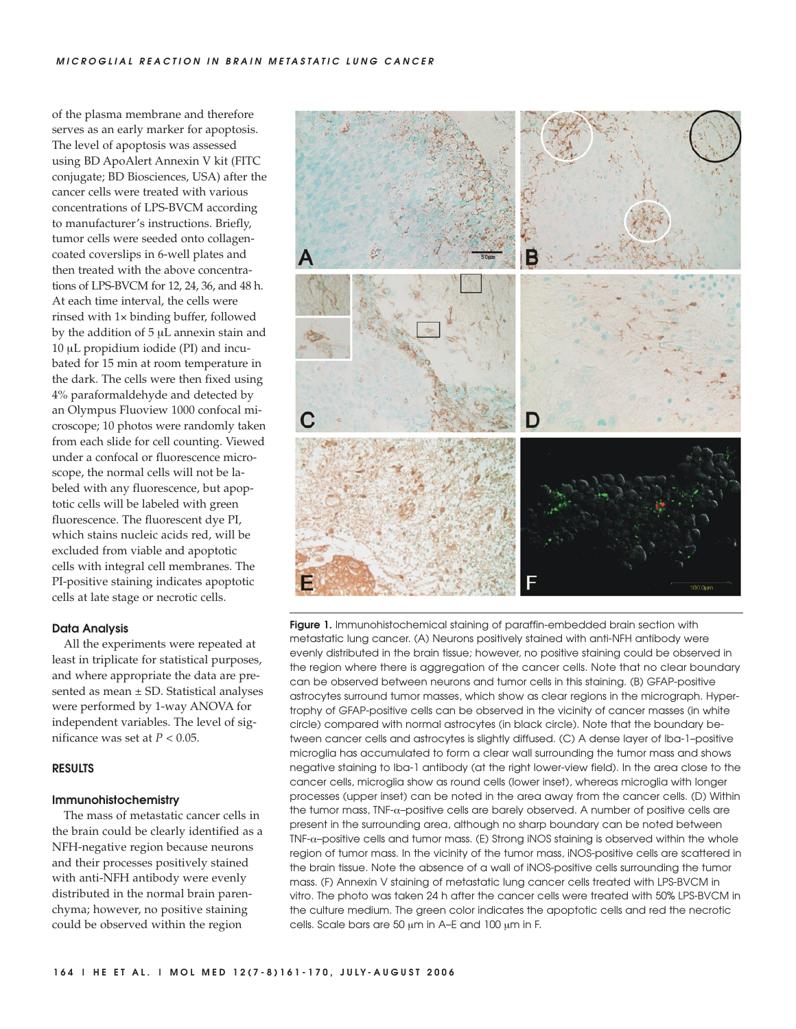of the plasma membrane and therefore serves as an early marker for apoptosis. The level of apoptosis was assessed using BD ApoAlert Annexin V kit (FITC conjugate; BD Biosciences, USA) after the cancer cells were treated with various concentrations of LPS-BVCM according to manufacturer's instructions. Briefly, tumor cells were seeded onto collagen-coated coverslips in 6-well plates and then treated with the above concentrations of LPS-BVCM for 12, 24, 36, and 48 h. At each time interval, the cells were rinsed with 1× binding buffer, followed by the addition of 5 μL annexin stain and 10 μL propidium iodide (PI) and incubated for 15 min at room temperature in the dark. The cells were then fixed using 4% paraformaldehyde and detected by an Olympus Fluoview 1000 confocal microscope; 10 photos were randomly taken from each slide for cell counting. Viewed under a confocal or fluorescence microscope, the normal cells will not be labeled with any fluorescence, but apoptotic cells will be labeled with green fluorescence. The fluorescent dye PI, which stains nucleic acids red, will be excluded from viable and apoptotic cells with integral cell membranes. The PI-positive staining indicates apoptotic cells at late stage or necrotic cells.

### Data Analysis

All the experiments were repeated at least in triplicate for statistical purposes, and where appropriate the data are presented as mean ± SD. Statistical analyses were performed by 1-way ANOVA for independent variables. The level of significance was set at $P < 0.05$.

## RESULTS

### Immunohistochemistry

The mass of metastatic cancer cells in the brain could be clearly identified as a NFH-negative region because neurons and their processes positively stained with anti-NFH antibody were evenly distributed in the normal brain parenchyma; however, no positive staining could be observed within the region

**Figure 1.** Immunohistochemical staining of paraffin-embedded brain section with metastatic lung cancer. (A) Neurons positively stained with anti-NFH antibody were evenly distributed in the brain tissue; however, no positive staining could be observed in the region where there is aggregation of the cancer cells. Note that no clear boundary can be observed between neurons and tumor cells in this staining. (B) GFAP-positive astrocytes surround tumor masses, which show as clear regions in the micrograph. Hypertrophy of GFAP-positive cells can be observed in the vicinity of cancer masses (in white circle) compared with normal astrocytes (in black circle). Note that the boundary between cancer cells and astrocytes is slightly diffused. (C) A dense layer of Iba-1–positive microglia has accumulated to form a clear wall surrounding the tumor mass and shows negative staining to Iba-1 antibody (at the right lower-view field). In the area close to the cancer cells, microglia show as round cells (lower inset), whereas microglia with longer processes (upper inset) can be noted in the area away from the cancer cells. (D) Within the tumor mass, TNF-α–positive cells are barely observed. A number of positive cells are present in the surrounding area, although no sharp boundary can be noted between TNF-α–positive cells and tumor mass. (E) Strong iNOS staining is observed within the whole region of tumor mass. In the vicinity of the tumor mass, iNOS-positive cells are scattered in the brain tissue. Note the absence of a wall of iNOS-positive cells surrounding the tumor mass. (F) Annexin V staining of metastatic lung cancer cells treated with LPS-BVCM in vitro. The photo was taken 24 h after the cancer cells were treated with 50% LPS-BVCM in the culture medium. The green color indicates the apoptotic cells and red the necrotic cells. Scale bars are 50 μm in A–E and 100 μm in F.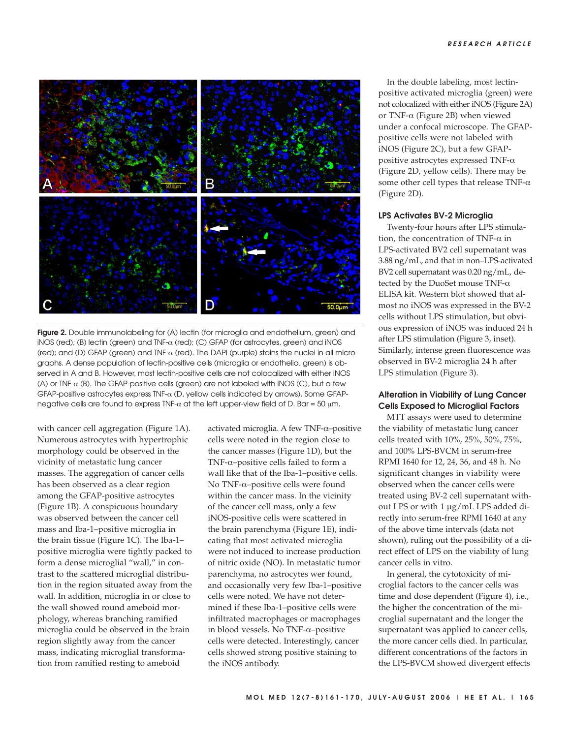Figure 2. Double immunolabeling for (A) lectin (for microglia and endothelium, green) and iNOS (red); (B) lectin (green) and TNF-α (red); (C) GFAP (for astrocytes, green) and iNOS (red); and (D) GFAP (green) and TNF-α (red). The DAPI (purple) stains the nuclei in all micrographs. A dense population of lectin-positive cells (microglia or endothelia, green) is observed in A and B. However, most lectin-positive cells are not colocalized with either iNOS (A) or TNF-α (B). The GFAP-positive cells (green) are not labeled with iNOS (C), but a few GFAP-positive astrocytes express TNF-α (D, yellow cells indicated by arrows). Some GFAP-negative cells are found to express TNF-α at the left upper-view field of D. Bar = 50 μm.

with cancer cell aggregation (Figure 1A). Numerous astrocytes with hypertrophic morphology could be observed in the vicinity of metastatic lung cancer masses. The aggregation of cancer cells has been observed as a clear region among the GFAP-positive astrocytes (Figure 1B). A conspicuous boundary was observed between the cancer cell mass and Iba-1–positive microglia in the brain tissue (Figure 1C). The Iba-1–positive microglia were tightly packed to form a dense microglial "wall," in contrast to the scattered microglial distribution in the region situated away from the wall. In addition, microglia in or close to the wall showed round ameboid morphology, whereas branching ramified microglia could be observed in the brain region slightly away from the cancer mass, indicating microglial transformation from ramified resting to ameboid activated microglia. A few TNF-α–positive cells were noted in the region close to the cancer masses (Figure 1D), but the TNF-α–positive cells failed to form a wall like that of the Iba-1–positive cells. No TNF-α–positive cells were found within the cancer mass. In the vicinity of the cancer cell mass, only a few iNOS-positive cells were scattered in the brain parenchyma (Figure 1E), indicating that most activated microglia were not induced to increase production of nitric oxide (NO). In metastatic tumor parenchyma, no astrocytes wer found, and occasionally very few Iba-1–positive cells were noted. We have not determined if these Iba-1–positive cells were infiltrated macrophages or macrophages in blood vessels. No TNF-α–positive cells were detected. Interestingly, cancer cells showed strong positive staining to the iNOS antibody.

In the double labeling, most lectin-positive activated microglia (green) were not colocalized with either iNOS (Figure 2A) or TNF-α (Figure 2B) when viewed under a confocal microscope. The GFAP-positive cells were not labeled with iNOS (Figure 2C), but a few GFAP-positive astrocytes expressed TNF-α (Figure 2D, yellow cells). There may be some other cell types that release TNF-α (Figure 2D).

### LPS Activates BV-2 Microglia

Twenty-four hours after LPS stimulation, the concentration of TNF-α in LPS-activated BV2 cell supernatant was 3.88 ng/mL, and that in non–LPS-activated BV2 cell supernatant was 0.20 ng/mL, detected by the DuoSet mouse TNF-α ELISA kit. Western blot showed that almost no iNOS was expressed in the BV-2 cells without LPS stimulation, but obvious expression of iNOS was induced 24 h after LPS stimulation (Figure 3, inset). Similarly, intense green fluorescence was observed in BV-2 microglia 24 h after LPS stimulation (Figure 3).

### Alteration in Viability of Lung Cancer Cells Exposed to Microglial Factors

MTT assays were used to determine the viability of metastatic lung cancer cells treated with 10%, 25%, 50%, 75%, and 100% LPS-BVCM in serum-free RPMI 1640 for 12, 24, 36, and 48 h. No significant changes in viability were observed when the cancer cells were treated using BV-2 cell supernatant without LPS or with 1 μg/mL LPS added directly into serum-free RPMI 1640 at any of the above time intervals (data not shown), ruling out the possibility of a direct effect of LPS on the viability of lung cancer cells in vitro.

In general, the cytotoxicity of microglial factors to the cancer cells was time and dose dependent (Figure 4), i.e., the higher the concentration of the microglial supernatant and the longer the supernatant was applied to cancer cells, the more cancer cells died. In particular, different concentrations of the factors in the LPS-BVCM showed divergent effects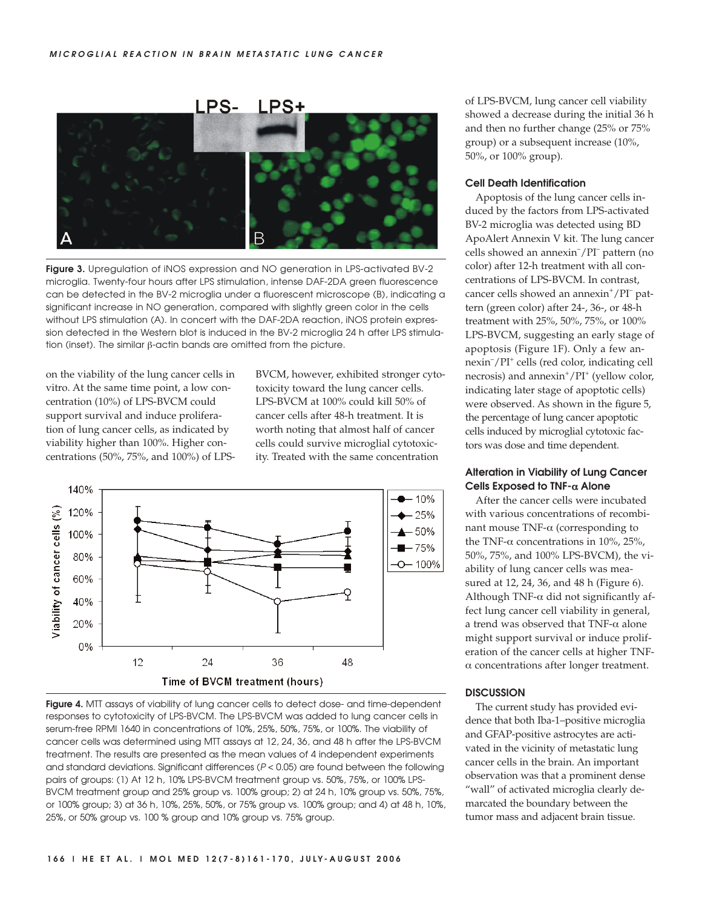**Figure 3.** Upregulation of iNOS expression and NO generation in LPS-activated BV-2 microglia. Twenty-four hours after LPS stimulation, intense DAF-2DA green fluorescence can be detected in the BV-2 microglia under a fluorescent microscope (B), indicating a significant increase in NO generation, compared with slightly green color in the cells without LPS stimulation (A). In concert with the DAF-2DA reaction, iNOS protein expression detected in the Western blot is induced in the BV-2 microglia 24 h after LPS stimulation (inset). The similar β-actin bands are omitted from the picture.

on the viability of the lung cancer cells in vitro. At the same time point, a low concentration (10%) of LPS-BVCM could support survival and induce proliferation of lung cancer cells, as indicated by viability higher than 100%. Higher concentrations (50%, 75%, and 100%) of LPS-BVCM, however, exhibited stronger cytotoxicity toward the lung cancer cells. LPS-BVCM at 100% could kill 50% of cancer cells after 48-h treatment. It is worth noting that almost half of cancer cells could survive microglial cytotoxicity. Treated with the same concentration of LPS-BVCM, lung cancer cell viability showed a decrease during the initial 36 h and then no further change (25% or 75% group) or a subsequent increase (10%, 50%, or 100% group).

**Figure 4.** MTT assays of viability of lung cancer cells to detect dose- and time-dependent responses to cytotoxicity of LPS-BVCM. The LPS-BVCM was added to lung cancer cells in serum-free RPMI 1640 in concentrations of 10%, 25%, 50%, 75%, or 100%. The viability of cancer cells was determined using MTT assays at 12, 24, 36, and 48 h after the LPS-BVCM treatment. The results are presented as the mean values of 4 independent experiments and standard deviations. Significant differences ($P < 0.05$) are found between the following pairs of groups: (1) At 12 h, 10% LPS-BVCM treatment group vs. 50%, 75%, or 100% LPS-BVCM treatment group and 25% group vs. 100% group; 2) at 24 h, 10% group vs. 50%, 75%, or 100% group; 3) at 36 h, 10%, 25%, 50%, or 75% group vs. 100% group; and 4) at 48 h, 10%, 25%, or 50% group vs. 100 % group and 10% group vs. 75% group.

### Cell Death Identification

Apoptosis of the lung cancer cells induced by the factors from LPS-activated BV-2 microglia was detected using BD ApoAlert Annexin V kit. The lung cancer cells showed an annexin$^-$/PI$^-$ pattern (no color) after 12-h treatment with all concentrations of LPS-BVCM. In contrast, cancer cells showed an annexin$^+$/PI$^-$ pattern (green color) after 24-, 36-, or 48-h treatment with 25%, 50%, 75%, or 100% LPS-BVCM, suggesting an early stage of apoptosis (Figure 1F). Only a few annexin$^-$/PI$^+$ cells (red color, indicating cell necrosis) and annexin$^+$/PI$^+$ (yellow color, indicating later stage of apoptotic cells) were observed. As shown in the figure 5, the percentage of lung cancer apoptotic cells induced by microglial cytotoxic factors was dose and time dependent.

### Alteration in Viability of Lung Cancer Cells Exposed to TNF-α Alone

After the cancer cells were incubated with various concentrations of recombinant mouse TNF-α (corresponding to the TNF-α concentrations in 10%, 25%, 50%, 75%, and 100% LPS-BVCM), the viability of lung cancer cells was measured at 12, 24, 36, and 48 h (Figure 6). Although TNF-α did not significantly affect lung cancer cell viability in general, a trend was observed that TNF-α alone might support survival or induce proliferation of the cancer cells at higher TNF-α concentrations after longer treatment.

## DISCUSSION

The current study has provided evidence that both Iba-1–positive microglia and GFAP-positive astrocytes are activated in the vicinity of metastatic lung cancer cells in the brain. An important observation was that a prominent dense "wall" of activated microglia clearly demarcated the boundary between the tumor mass and adjacent brain tissue.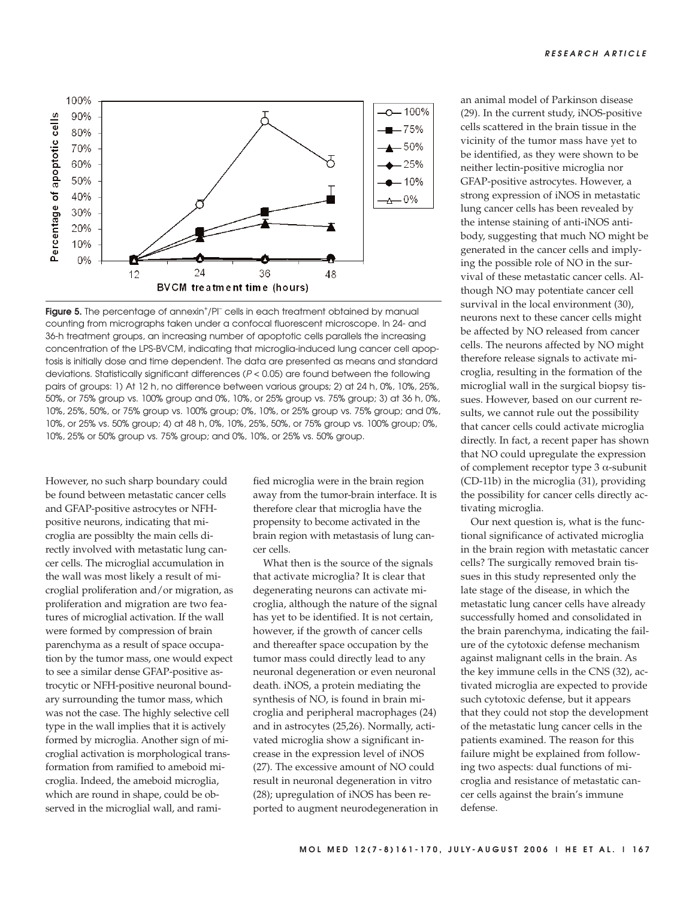**Figure 5.** The percentage of annexin$^+$/PI$^-$ cells in each treatment obtained by manual counting from micrographs taken under a confocal fluorescent microscope. In 24- and 36-h treatment groups, an increasing number of apoptotic cells parallels the increasing concentration of the LPS-BVCM, indicating that microglia-induced lung cancer cell apoptosis is initially dose and time dependent. The data are presented as means and standard deviations. Statistically significant differences ($P < 0.05$) are found between the following pairs of groups: 1) At 12 h, no difference between various groups; 2) at 24 h, 0%, 10%, 25%, 50%, or 75% group vs. 100% group and 0%, 10%, or 25% group vs. 75% group; 3) at 36 h, 0%, 10%, 25%, 50%, or 75% group vs. 100% group; 0%, 10%, or 25% group vs. 75% group; and 0%, 10%, or 25% vs. 50% group; 4) at 48 h, 0%, 10%, 25%, 50%, or 75% group vs. 100% group; 0%, 10%, 25% or 50% group vs. 75% group; and 0%, 10%, or 25% vs. 50% group.

However, no such sharp boundary could be found between metastatic cancer cells and GFAP-positive astrocytes or NFH-positive neurons, indicating that microglia are possiblty the main cells directly involved with metastatic lung cancer cells. The microglial accumulation in the wall was most likely a result of microglial proliferation and/or migration, as proliferation and migration are two features of microglial activation. If the wall were formed by compression of brain parenchyma as a result of space occupation by the tumor mass, one would expect to see a similar dense GFAP-positive astrocytic or NFH-positive neuronal boundary surrounding the tumor mass, which was not the case. The highly selective cell type in the wall implies that it is actively formed by microglia. Another sign of microglial activation is morphological transformation from ramified to ameboid microglia. Indeed, the ameboid microglia, which are round in shape, could be observed in the microglial wall, and ramified microglia were in the brain region away from the tumor-brain interface. It is therefore clear that microglia have the propensity to become activated in the brain region with metastasis of lung cancer cells.

What then is the source of the signals that activate microglia? It is clear that degenerating neurons can activate microglia, although the nature of the signal has yet to be identified. It is not certain, however, if the growth of cancer cells and thereafter space occupation by the tumor mass could directly lead to any neuronal degeneration or even neuronal death. iNOS, a protein mediating the synthesis of NO, is found in brain microglia and peripheral macrophages (24) and in astrocytes (25,26). Normally, activated microglia show a significant increase in the expression level of iNOS (27). The excessive amount of NO could result in neuronal degeneration in vitro (28); upregulation of iNOS has been reported to augment neurodegeneration in an animal model of Parkinson disease (29). In the current study, iNOS-positive cells scattered in the brain tissue in the vicinity of the tumor mass have yet to be identified, as they were shown to be neither lectin-positive microglia nor GFAP-positive astrocytes. However, a strong expression of iNOS in metastatic lung cancer cells has been revealed by the intense staining of anti-iNOS antibody, suggesting that much NO might be generated in the cancer cells and implying the possible role of NO in the survival of these metastatic cancer cells. Although NO may potentiate cancer cell survival in the local environment (30), neurons next to these cancer cells might be affected by NO released from cancer cells. The neurons affected by NO might therefore release signals to activate microglia, resulting in the formation of the microglial wall in the surgical biopsy tissues. However, based on our current results, we cannot rule out the possibility that cancer cells could activate microglia directly. In fact, a recent paper has shown that NO could upregulate the expression of complement receptor type 3 $\alpha$-subunit (CD-11b) in the microglia (31), providing the possibility for cancer cells directly activating microglia.

Our next question is, what is the functional significance of activated microglia in the brain region with metastatic cancer cells? The surgically removed brain tissues in this study represented only the late stage of the disease, in which the metastatic lung cancer cells have already successfully homed and consolidated in the brain parenchyma, indicating the failure of the cytotoxic defense mechanism against malignant cells in the brain. As the key immune cells in the CNS (32), activated microglia are expected to provide such cytotoxic defense, but it appears that they could not stop the development of the metastatic lung cancer cells in the patients examined. The reason for this failure might be explained from following two aspects: dual functions of microglia and resistance of metastatic cancer cells against the brain's immune defense.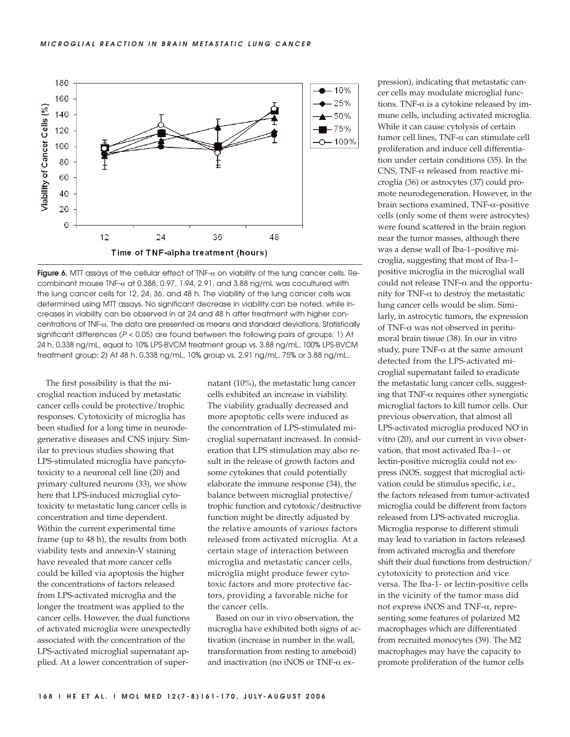**Figure 6.** MTT assays of the cellular effect of TNF-α on viability of the lung cancer cells. Recombinant mouse TNF-α at 0.388, 0.97, 1.94, 2.91, and 3.88 ng/mL was cocultured with the lung cancer cells for 12, 24, 36, and 48 h. The viability of the lung cancer cells was determined using MTT assays. No significant decrease in viability can be noted, while increases in viability can be observed in at 24 and 48 h after treatment with higher concentrations of TNF-α. The data are presented as means and standard deviations. Statistically significant differences ($P < 0.05$) are found between the following pairs of groups: 1) At 24 h, 0.338 ng/mL, equal to 10% LPS-BVCM treatment group vs. 3.88 ng/mL, 100% LPS-BVCM treatment group; 2) At 48 h, 0.338 ng/mL, 10% group vs. 2.91 ng/mL, 75% or 3.88 ng/mL,

The first possibility is that the microglial reaction induced by metastatic cancer cells could be protective/trophic responses. Cytotoxicity of microglia has been studied for a long time in neurodegenerative diseases and CNS injury. Similar to previous studies showing that LPS-stimulated microglia have pancytotoxicity to a neuronal cell line (20) and primary cultured neurons (33), we show here that LPS-induced microglial cytotoxicity to metastatic lung cancer cells is concentration and time dependent. Within the current experimental time frame (up to 48 h), the results from both viability tests and annexin-V staining have revealed that more cancer cells could be killed via apoptosis the higher the concentrations of factors released from LPS-activated microglia and the longer the treatment was applied to the cancer cells. However, the dual functions of activated microglia were unexpectedly associated with the concentration of the LPS-activated microglial supernatant applied. At a lower concentration of supernatant (10%), the metastatic lung cancer cells exhibited an increase in viability. The viability gradually decreased and more apoptotic cells were induced as the concentration of LPS-stimulated microglial supernatant increased. In consideration that LPS stimulation may also result in the release of growth factors and some cytokines that could potentially elaborate the immune response (34), the balance between microglial protective/trophic function and cytotoxic/destructive function might be directly adjusted by the relative amounts of various factors released from activated microglia. At a certain stage of interaction between microglia and metastatic cancer cells, microglia might produce fewer cytotoxic factors and more protective factors, providing a favorable niche for the cancer cells.

Based on our in vivo observation, the microglia have exhibited both signs of activation (increase in number in the wall, transformation from resting to ameboid) and inactivation (no iNOS or TNF-α expression), indicating that metastatic cancer cells may modulate microglial functions. TNF-α is a cytokine released by immune cells, including activated microglia. While it can cause cytolysis of certain tumor cell lines, TNF-α can stimulate cell proliferation and induce cell differentiation under certain conditions (35). In the CNS, TNF-α released from reactive microglia (36) or astrocytes (37) could promote neurodegeneration. However, in the brain sections examined, TNF-α–positive cells (only some of them were astrocytes) were found scattered in the brain region near the tumor masses, although there was a dense wall of Iba-1–positive microglia, suggesting that most of Iba-1–positive microglia in the microglial wall could not release TNF-α and the opportunity for TNF-α to destroy the metastatic lung cancer cells would be slim. Similarly, in astrocytic tumors, the expression of TNF-α was not observed in peritumoral brain tissue (38). In our in vitro study, pure TNF-α at the same amount detected from the LPS-activated microglial supernatant failed to eradicate the metastatic lung cancer cells, suggesting that TNF-α requires other synergistic microglial factors to kill tumor cells. Our previous observation, that almost all LPS-activated microglia produced NO in vitro (20), and our current in vivo observation, that most activated Iba-1– or lectin-positive microglia could not express iNOS, suggest that microglial activation could be stimulus specific, i.e., the factors released from tumor-activated microglia could be different from factors released from LPS-activated microglia. Microglia response to different stimuli may lead to variation in factors released from activated microglia and therefore shift their dual functions from destruction/cytotoxicity to protection and vice versa. The Iba-1- or lectin-positive cells in the vicinity of the tumor mass did not express iNOS and TNF-α, representing some features of polarized M2 macrophages which are differentiated from recruited monocytes (39). The M2 macrophages may have the capacity to promote proliferation of the tumor cells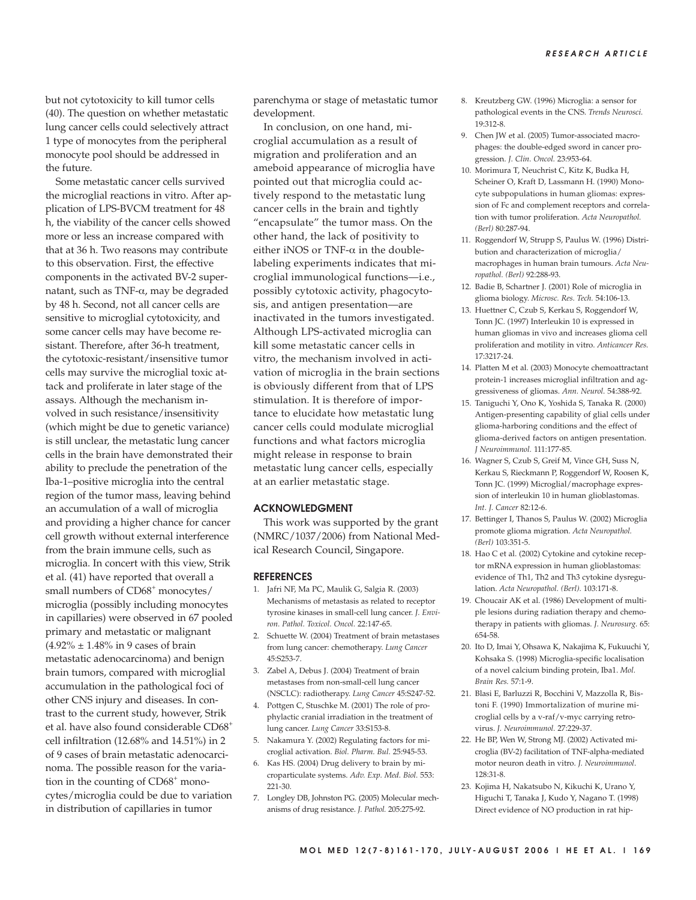but not cytotoxicity to kill tumor cells (40). The question on whether metastatic lung cancer cells could selectively attract 1 type of monocytes from the peripheral monocyte pool should be addressed in the future.

Some metastatic cancer cells survived the microglial reactions in vitro. After application of LPS-BVCM treatment for 48 h, the viability of the cancer cells showed more or less an increase compared with that at 36 h. Two reasons may contribute to this observation. First, the effective components in the activated BV-2 supernatant, such as TNF-$\alpha$, may be degraded by 48 h. Second, not all cancer cells are sensitive to microglial cytotoxicity, and some cancer cells may have become resistant. Therefore, after 36-h treatment, the cytotoxic-resistant/insensitive tumor cells may survive the microglial toxic attack and proliferate in later stage of the assays. Although the mechanism involved in such resistance/insensitivity (which might be due to genetic variance) is still unclear, the metastatic lung cancer cells in the brain have demonstrated their ability to preclude the penetration of the Iba-1–positive microglia into the central region of the tumor mass, leaving behind an accumulation of a wall of microglia and providing a higher chance for cancer cell growth without external interference from the brain immune cells, such as microglia. In concert with this view, Strik et al. (41) have reported that overall a small numbers of CD68$^+$ monocytes/microglia (possibly including monocytes in capillaries) were observed in 67 pooled primary and metastatic or malignant ($4.92\% \pm 1.48\%$ in 9 cases of brain metastatic adenocarcinoma) and benign brain tumors, compared with microglial accumulation in the pathological foci of other CNS injury and diseases. In contrast to the current study, however, Strik et al. have also found considerable CD68$^+$ cell infiltration (12.68% and 14.51%) in 2 of 9 cases of brain metastatic adenocarcinoma. The possible reason for the variation in the counting of CD68$^+$ monocytes/microglia could be due to variation in distribution of capillaries in tumor parenchyma or stage of metastatic tumor development.

In conclusion, on one hand, microglial accumulation as a result of migration and proliferation and an ameboid appearance of microglia have pointed out that microglia could actively respond to the metastatic lung cancer cells in the brain and tightly "encapsulate" the tumor mass. On the other hand, the lack of positivity to either iNOS or TNF-$\alpha$ in the double-labeling experiments indicates that microglial immunological functions—i.e., possibly cytotoxic activity, phagocytosis, and antigen presentation—are inactivated in the tumors investigated. Although LPS-activated microglia can kill some metastatic cancer cells in vitro, the mechanism involved in activation of microglia in the brain sections is obviously different from that of LPS stimulation. It is therefor of importance to elucidate how metastatic lung cancer cells could modulate microglial functions and what factors microglia might release in response to brain metastatic lung cancer cells, especially at an earlier metastatic stage.

## ACKNOWLEDGMENT

This work was supported by the grant (NMRC/1037/2006) from National Medical Research Council, Singapore.

## REFERENCES

1. Jafri NF, Ma PC, Maulik G, Salgia R. (2003) Mechanisms of metastasis as related to receptor tyrosine kinases in small-cell lung cancer. *J. Environ. Pathol. Toxicol. Oncol.* 22:147-65.
2. Schuette W. (2004) Treatment of brain metastases from lung cancer: chemotherapy. *Lung Cancer* 45:S253-7.
3. Zabel A, Debus J. (2004) Treatment of brain metastases from non-small-cell lung cancer (NSCLC): radiotherapy. *Lung Cancer* 45:S247-52.
4. Pottgen C, Stuschke M. (2001) The role of prophylactic cranial irradiation in the treatment of lung cancer. *Lung Cancer* 33:S153-8.
5. Nakamura Y. (2002) Regulating factors for microglial activation. *Biol. Pharm. Bul.* 25:945-53.
6. Kas HS. (2004) Drug delivery to brain by microparticulate systems. *Adv. Exp. Med. Biol.* 553: 221-30.
7. Longley DB, Johnston PG. (2005) Molecular mechanisms of drug resistance. *J. Pathol.* 205:275-92.
8. Kreutzberg GW. (1996) Microglia: a sensor for pathological events in the CNS. *Trends Neurosci.* 19:312-8.
9. Chen JW et al. (2005) Tumor-associated macrophages: the double-edged sword in cancer progression. *J. Clin. Oncol.* 23:953-64.
10. Morimura T, Neuchrist C, Kitz K, Budka H, Scheiner O, Kraft D, Lassmann H. (1990) Monocyte subpopulations in human gliomas: expression of Fc and complement receptors and correlation with tumor proliferation. *Acta Neuropathol. (Berl)* 80:287-94.
11. Roggendorf W, Strupp S, Paulus W. (1996) Distribution and characterization of microglia/macrophages in human brain tumours. *Acta Neuropathol. (Berl)* 92:288-93.
12. Badie B, Schartner J. (2001) Role of microglia in glioma biology. *Microsc. Res. Tech.* 54:106-13.
13. Huettner C, Czub S, Kerkau S, Roggendorf W, Tonn JC. (1997) Interleukin 10 is expressed in human gliomas in vivo and increases glioma cell proliferation and motility in vitro. *Anticancer Res.* 17:3217-24.
14. Platten M et al. (2003) Monocyte chemoattractant protein-1 increases microglial infiltration and aggressiveness of gliomas. *Ann. Neurol.* 54:388-92.
15. Taniguchi Y, Ono K, Yoshida S, Tanaka R. (2000) Antigen-presenting capability of glial cells under glioma-harboring conditions and the effect of glioma-derived factors on antigen presentation. *J Neuroimmunol.* 111:177-85.
16. Wagner S, Czub S, Greif M, Vince GH, Suss N, Kerkau S, Rieckmann P, Roggendorf W, Roosen K, Tonn JC. (1999) Microglial/macrophage expression of interleukin 10 in human glioblastomas. *Int. J. Cancer* 82:12-6.
17. Bettinger I, Thanos S, Paulus W. (2002) Microglia promote glioma migration. *Acta Neuropathol. (Berl)* 103:351-5.
18. Hao C et al. (2002) Cytokine and cytokine receptor mRNA expression in human glioblastomas: evidence of Th1, Th2 and Th3 cytokine dysregulation. *Acta Neuropathol. (Berl).* 103:171-8.
19. Choucair AK et al. (1986) Development of multiple lesions during radiation therapy and chemotherapy in patients with gliomas. *J. Neurosurg.* 65: 654-58.
20. Ito D, Imai Y, Ohsawa K, Nakajima K, Fukuuchi Y, Kohsaka S. (1998) Microglia-specific localisation of a novel calcium binding protein, Iba1. *Mol. Brain Res.* 57:1-9.
21. Blasi E, Barluzzi R, Bocchini V, Mazzolla R, Bistoni F. (1990) Immortalization of murine microglial cells by a v-raf/v-myc carrying retrovirus. *J. Neuroimmunol.* 27:229-37.
22. He BP, Wen W, Strong MJ. (2002) Activated microglia (BV-2) facilitation of TNF-alpha-mediated motor neuron death in vitro. *J. Neuroimmunol.* 128:31-8.
23. Kojima H, Nakatsubo N, Kikuchi K, Urano Y, Higuchi T, Tanaka J, Kudo Y, Nagano T. (1998) Direct evidence of NO production in rat hip-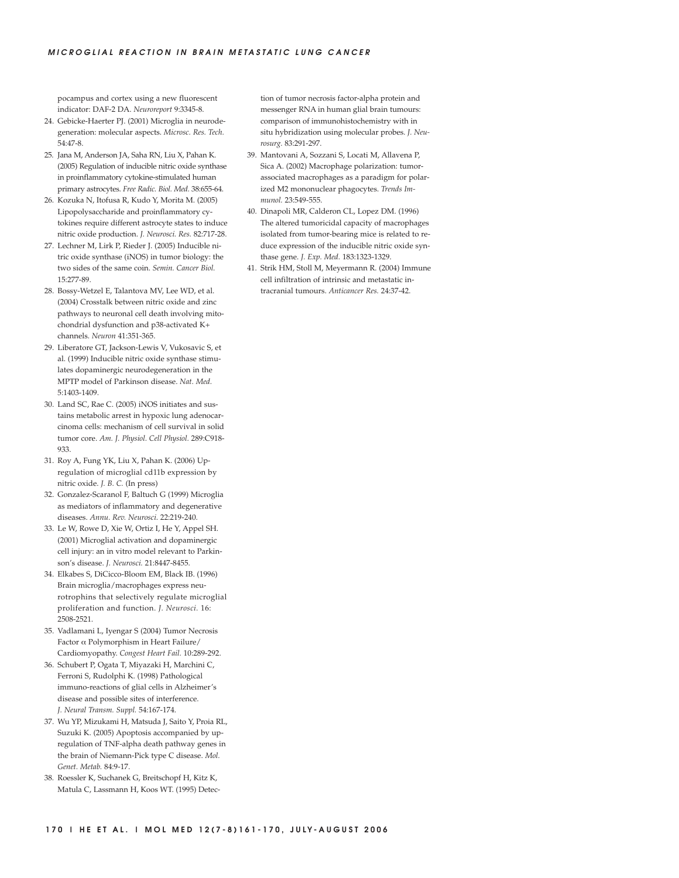pocampus and cortex using a new fluorescent indicator: DAF-2 DA. *Neuroreport* 9:3345-8.

24. Gebicke-Haerter PJ. (2001) Microglia in neurodegeneration: molecular aspects. *Microsc. Res. Tech.* 54:47-8.
25. Jana M, Anderson JA, Saha RN, Liu X, Pahan K. (2005) Regulation of inducible nitric oxide synthase in proinflammatory cytokine-stimulated human primary astrocytes. *Free Radic. Biol. Med.* 38:655-64.
26. Kozuka N, Itofusa R, Kudo Y, Morita M. (2005) Lipopolysaccharide and proinflammatory cytokines require different astrocyte states to induce nitric oxide production. *J. Neurosci. Res.* 82:717-28.
27. Lechner M, Lirk P, Rieder J. (2005) Inducible nitric oxide synthase (iNOS) in tumor biology: the two sides of the same coin. *Semin. Cancer Biol.* 15:277-89.
28. Bossy-Wetzel E, Talantova MV, Lee WD, et al. (2004) Crosstalk between nitric oxide and zinc pathways to neuronal cell death involving mitochondrial dysfunction and p38-activated K+ channels. *Neuron* 41:351-365.
29. Liberatore GT, Jackson-Lewis V, Vukosavic S, et al. (1999) Inducible nitric oxide synthase stimulates dopaminergic neurodegeneration in the MPTP model of Parkinson disease. *Nat. Med.* 5:1403-1409.
30. Land SC, Rae C. (2005) iNOS initiates and sustains metabolic arrest in hypoxic lung adenocarcinoma cells: mechanism of cell survival in solid tumor core. *Am. J. Physiol. Cell Physiol.* 289:C918-933.
31. Roy A, Fung YK, Liu X, Pahan K. (2006) Up-regulation of microglial cd11b expression by nitric oxide. *J. B. C.* (In press)
32. Gonzalez-Scaranol F, Baltuch G (1999) Microglia as mediators of inflammatory and degenerative diseases. *Annu. Rev. Neurosci.* 22:219-240.
33. Le W, Rowe D, Xie W, Ortiz I, He Y, Appel SH. (2001) Microglial activation and dopaminergic cell injury: an in vitro model relevant to Parkinson's disease. *J. Neurosci.* 21:8447-8455.
34. Elkabes S, DiCicco-Bloom EM, Black IB. (1996) Brain microglia/macrophages express neurotrophins that selectively regulate microglial proliferation and function. *J. Neurosci*. 16: 2508-2521.
35. Vadlamani L, Iyengar S (2004) Tumor Necrosis Factor α Polymorphism in Heart Failure/Cardiomyopathy. *Congest Heart Fail.* 10:289-292.
36. Schubert P, Ogata T, Miyazaki H, Marchini C, Ferroni S, Rudolphi K. (1998) Pathological immuno-reactions of glial cells in Alzheimer's disease and possible sites of interference. *J. Neural Transm. Suppl.* 54:167-174.
37. Wu YP, Mizukami H, Matsuda J, Saito Y, Proia RL, Suzuki K. (2005) Apoptosis accompanied by up-regulation of TNF-alpha death pathway genes in the brain of Niemann-Pick type C disease. *Mol. Genet. Metab.* 84:9-17.
38. Roessler K, Suchanek G, Breitschopf H, Kitz K, Matula C, Lassmann H, Koos WT. (1995) Detection of tumor necrosis factor-alpha protein and messenger RNA in human glial brain tumours: comparison of immunohistochemistry with in situ hybridization using molecular probes. *J. Neurosurg.* 83:291-297.
39. Mantovani A, Sozzani S, Locati M, Allavena P, Sica A. (2002) Macrophage polarization: tumor-associated macrophages as a paradigm for polarized M2 mononuclear phagocytes. *Trends Immunol.* 23:549-555.
40. Dinapoli MR, Calderon CL, Lopez DM. (1996) The altered tumoricidal capacity of macrophages isolated from tumor-bearing mice is related to reduce expression of the inducible nitric oxide synthase gene. *J. Exp. Med.* 183:1323-1329.
41. Strik HM, Stoll M, Meyermann R. (2004) Immune cell infiltration of intrinsic and metastatic intracranial tumours. *Anticancer Res.* 24:37-42.